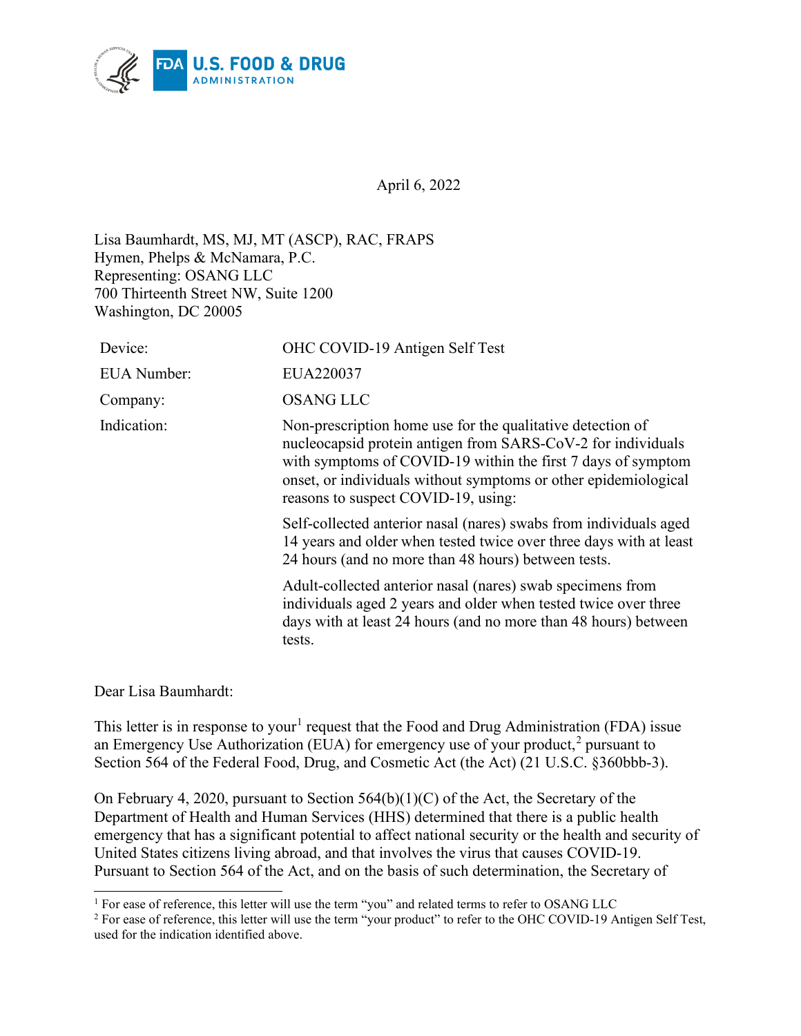U.S. FOOD & DRUG ADMINISTRATION

April 6, 2022

Lisa Baumhardt, MS, MJ, MT (ASCP), RAC, FRAPS
Hymen, Phelps & McNamara, P.C.
Representing: OSANG LLC
700 Thirteenth Street NW, Suite 1200
Washington, DC 20005

| | |
|---|---|
| Device: | OHC COVID-19 Antigen Self Test |
| EUA Number: | EUA220037 |
| Company: | OSANG LLC |
| Indication: | Non-prescription home use for the qualitative detection of nucleocapsid protein antigen from SARS-CoV-2 for individuals with symptoms of COVID-19 within the first 7 days of symptom onset, or individuals without symptoms or other epidemiological reasons to suspect COVID-19, using:<br><br>Self-collected anterior nasal (nares) swabs from individuals aged 14 years and older when tested twice over three days with at least 24 hours (and no more than 48 hours) between tests.<br><br>Adult-collected anterior nasal (nares) swab specimens from individuals aged 2 years and older when tested twice over three days with at least 24 hours (and no more than 48 hours) between tests. |

Dear Lisa Baumhardt:

This letter is in response to your[1] request that the Food and Drug Administration (FDA) issue an Emergency Use Authorization (EUA) for emergency use of your product,[2] pursuant to Section 564 of the Federal Food, Drug, and Cosmetic Act (the Act) (21 U.S.C. §360bbb-3).

On February 4, 2020, pursuant to Section 564(b)(1)(C) of the Act, the Secretary of the Department of Health and Human Services (HHS) determined that there is a public health emergency that has a significant potential to affect national security or the health and security of United States citizens living abroad, and that involves the virus that causes COVID-19. Pursuant to Section 564 of the Act, and on the basis of such determination, the Secretary of

[1] For ease of reference, this letter will use the term "you" and related terms to refer to OSANG LLC

[2] For ease of reference, this letter will use the term "your product" to refer to the OHC COVID-19 Antigen Self Test, used for the indication identified above.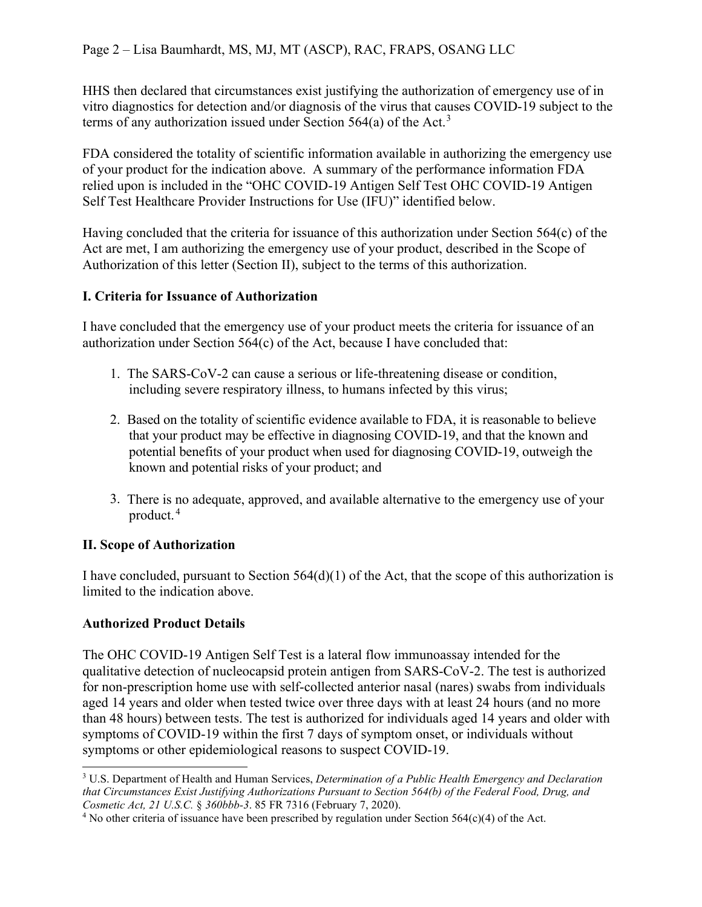HHS then declared that circumstances exist justifying the authorization of emergency use of in vitro diagnostics for detection and/or diagnosis of the virus that causes COVID-19 subject to the terms of any authorization issued under Section 564(a) of the Act.[3]

FDA considered the totality of scientific information available in authorizing the emergency use of your product for the indication above. A summary of the performance information FDA relied upon is included in the "OHC COVID-19 Antigen Self Test OHC COVID-19 Antigen Self Test Healthcare Provider Instructions for Use (IFU)" identified below.

Having concluded that the criteria for issuance of this authorization under Section 564(c) of the Act are met, I am authorizing the emergency use of your product, described in the Scope of Authorization of this letter (Section II), subject to the terms of this authorization.

## I. Criteria for Issuance of Authorization

I have concluded that the emergency use of your product meets the criteria for issuance of an authorization under Section 564(c) of the Act, because I have concluded that:

1. The SARS-CoV-2 can cause a serious or life-threatening disease or condition, including severe respiratory illness, to humans infected by this virus;

2. Based on the totality of scientific evidence available to FDA, it is reasonable to believe that your product may be effective in diagnosing COVID-19, and that the known and potential benefits of your product when used for diagnosing COVID-19, outweigh the known and potential risks of your product; and

3. There is no adequate, approved, and available alternative to the emergency use of your product.[4]

## II. Scope of Authorization

I have concluded, pursuant to Section 564(d)(1) of the Act, that the scope of this authorization is limited to the indication above.

### Authorized Product Details

The OHC COVID-19 Antigen Self Test is a lateral flow immunoassay intended for the qualitative detection of nucleocapsid protein antigen from SARS-CoV-2. The test is authorized for non-prescription home use with self-collected anterior nasal (nares) swabs from individuals aged 14 years and older when tested twice over three days with at least 24 hours (and no more than 48 hours) between tests. The test is authorized for individuals aged 14 years and older with symptoms of COVID-19 within the first 7 days of symptom onset, or individuals without symptoms or other epidemiological reasons to suspect COVID-19.

---

[3] U.S. Department of Health and Human Services, *Determination of a Public Health Emergency and Declaration that Circumstances Exist Justifying Authorizations Pursuant to Section 564(b) of the Federal Food, Drug, and Cosmetic Act, 21 U.S.C. § 360bbb-3*. 85 FR 7316 (February 7, 2020).

[4] No other criteria of issuance have been prescribed by regulation under Section 564(c)(4) of the Act.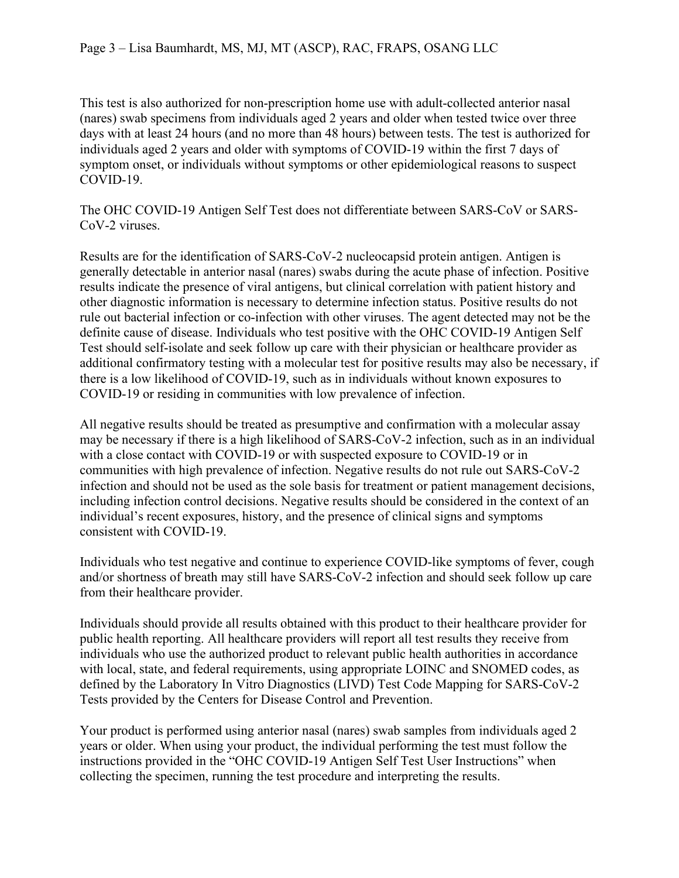This test is also authorized for non-prescription home use with adult-collected anterior nasal (nares) swab specimens from individuals aged 2 years and older when tested twice over three days with at least 24 hours (and no more than 48 hours) between tests. The test is authorized for individuals aged 2 years and older with symptoms of COVID-19 within the first 7 days of symptom onset, or individuals without symptoms or other epidemiological reasons to suspect COVID-19.

The OHC COVID-19 Antigen Self Test does not differentiate between SARS-CoV or SARS-CoV-2 viruses.

Results are for the identification of SARS-CoV-2 nucleocapsid protein antigen. Antigen is generally detectable in anterior nasal (nares) swabs during the acute phase of infection. Positive results indicate the presence of viral antigens, but clinical correlation with patient history and other diagnostic information is necessary to determine infection status. Positive results do not rule out bacterial infection or co-infection with other viruses. The agent detected may not be the definite cause of disease. Individuals who test positive with the OHC COVID-19 Antigen Self Test should self-isolate and seek follow up care with their physician or healthcare provider as additional confirmatory testing with a molecular test for positive results may also be necessary, if there is a low likelihood of COVID-19, such as in individuals without known exposures to COVID-19 or residing in communities with low prevalence of infection.

All negative results should be treated as presumptive and confirmation with a molecular assay may be necessary if there is a high likelihood of SARS-CoV-2 infection, such as in an individual with a close contact with COVID-19 or with suspected exposure to COVID-19 or in communities with high prevalence of infection. Negative results do not rule out SARS-CoV-2 infection and should not be used as the sole basis for treatment or patient management decisions, including infection control decisions. Negative results should be considered in the context of an individual's recent exposures, history, and the presence of clinical signs and symptoms consistent with COVID-19.

Individuals who test negative and continue to experience COVID-like symptoms of fever, cough and/or shortness of breath may still have SARS-CoV-2 infection and should seek follow up care from their healthcare provider.

Individuals should provide all results obtained with this product to their healthcare provider for public health reporting. All healthcare providers will report all test results they receive from individuals who use the authorized product to relevant public health authorities in accordance with local, state, and federal requirements, using appropriate LOINC and SNOMED codes, as defined by the Laboratory In Vitro Diagnostics (LIVD) Test Code Mapping for SARS-CoV-2 Tests provided by the Centers for Disease Control and Prevention.

Your product is performed using anterior nasal (nares) swab samples from individuals aged 2 years or older. When using your product, the individual performing the test must follow the instructions provided in the "OHC COVID-19 Antigen Self Test User Instructions" when collecting the specimen, running the test procedure and interpreting the results.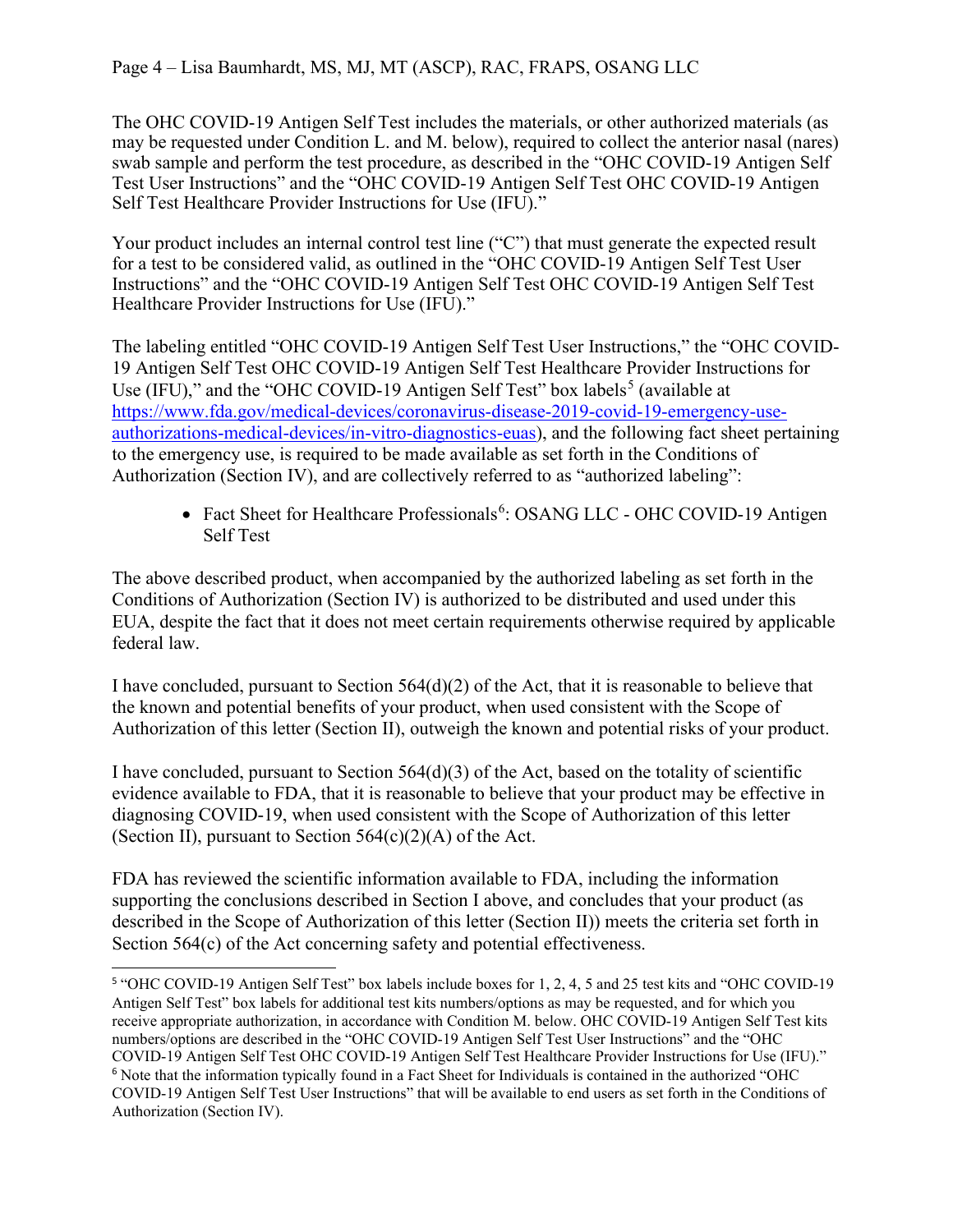The OHC COVID-19 Antigen Self Test includes the materials, or other authorized materials (as may be requested under Condition L. and M. below), required to collect the anterior nasal (nares) swab sample and perform the test procedure, as described in the "OHC COVID-19 Antigen Self Test User Instructions" and the "OHC COVID-19 Antigen Self Test OHC COVID-19 Antigen Self Test Healthcare Provider Instructions for Use (IFU)."

Your product includes an internal control test line ("C") that must generate the expected result for a test to be considered valid, as outlined in the "OHC COVID-19 Antigen Self Test User Instructions" and the "OHC COVID-19 Antigen Self Test OHC COVID-19 Antigen Self Test Healthcare Provider Instructions for Use (IFU)."

The labeling entitled "OHC COVID-19 Antigen Self Test User Instructions," the "OHC COVID-19 Antigen Self Test OHC COVID-19 Antigen Self Test Healthcare Provider Instructions for Use (IFU)," and the "OHC COVID-19 Antigen Self Test" box labels[5] (available at https://www.fda.gov/medical-devices/coronavirus-disease-2019-covid-19-emergency-use-authorizations-medical-devices/in-vitro-diagnostics-euas), and the following fact sheet pertaining to the emergency use, is required to be made available as set forth in the Conditions of Authorization (Section IV), and are collectively referred to as "authorized labeling":

- Fact Sheet for Healthcare Professionals[6]: OSANG LLC - OHC COVID-19 Antigen Self Test

The above described product, when accompanied by the authorized labeling as set forth in the Conditions of Authorization (Section IV) is authorized to be distributed and used under this EUA, despite the fact that it does not meet certain requirements otherwise required by applicable federal law.

I have concluded, pursuant to Section 564(d)(2) of the Act, that it is reasonable to believe that the known and potential benefits of your product, when used consistent with the Scope of Authorization of this letter (Section II), outweigh the known and potential risks of your product.

I have concluded, pursuant to Section 564(d)(3) of the Act, based on the totality of scientific evidence available to FDA, that it is reasonable to believe that your product may be effective in diagnosing COVID-19, when used consistent with the Scope of Authorization of this letter (Section II), pursuant to Section 564(c)(2)(A) of the Act.

FDA has reviewed the scientific information available to FDA, including the information supporting the conclusions described in Section I above, and concludes that your product (as described in the Scope of Authorization of this letter (Section II)) meets the criteria set forth in Section 564(c) of the Act concerning safety and potential effectiveness.

---

[5] "OHC COVID-19 Antigen Self Test" box labels include boxes for 1, 2, 4, 5 and 25 test kits and "OHC COVID-19 Antigen Self Test" box labels for additional test kits numbers/options as may be requested, and for which you receive appropriate authorization, in accordance with Condition M. below. OHC COVID-19 Antigen Self Test kits numbers/options are described in the "OHC COVID-19 Antigen Self Test User Instructions" and the "OHC COVID-19 Antigen Self Test OHC COVID-19 Antigen Self Test Healthcare Provider Instructions for Use (IFU)."

[6] Note that the information typically found in a Fact Sheet for Individuals is contained in the authorized "OHC COVID-19 Antigen Self Test User Instructions" that will be available to end users as set forth in the Conditions of Authorization (Section IV).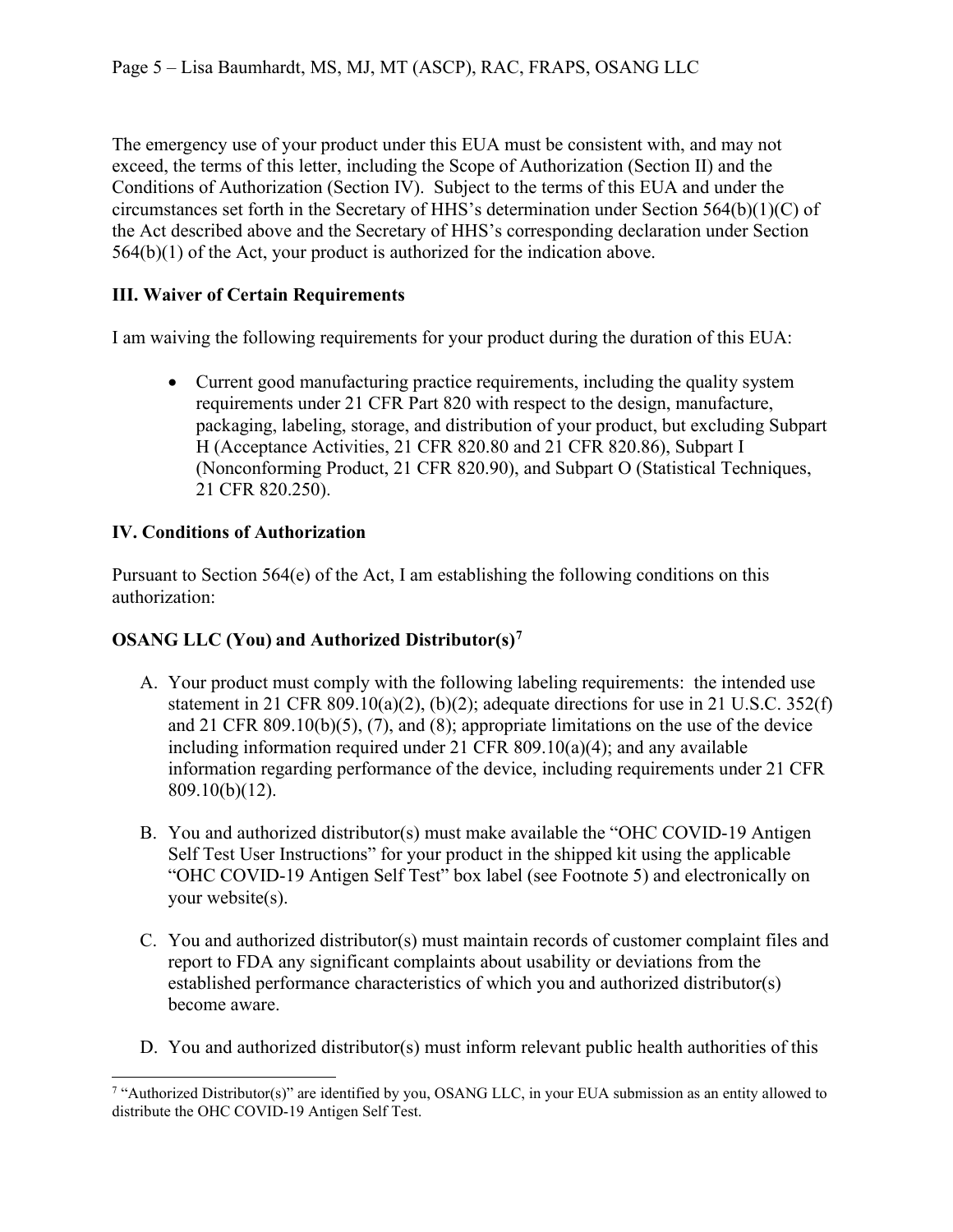The emergency use of your product under this EUA must be consistent with, and may not exceed, the terms of this letter, including the Scope of Authorization (Section II) and the Conditions of Authorization (Section IV). Subject to the terms of this EUA and under the circumstances set forth in the Secretary of HHS's determination under Section 564(b)(1)(C) of the Act described above and the Secretary of HHS's corresponding declaration under Section 564(b)(1) of the Act, your product is authorized for the indication above.

## III. Waiver of Certain Requirements

I am waiving the following requirements for your product during the duration of this EUA:

- Current good manufacturing practice requirements, including the quality system requirements under 21 CFR Part 820 with respect to the design, manufacture, packaging, labeling, storage, and distribution of your product, but excluding Subpart H (Acceptance Activities, 21 CFR 820.80 and 21 CFR 820.86), Subpart I (Nonconforming Product, 21 CFR 820.90), and Subpart O (Statistical Techniques, 21 CFR 820.250).

## IV. Conditions of Authorization

Pursuant to Section 564(e) of the Act, I am establishing the following conditions on this authorization:

### OSANG LLC (You) and Authorized Distributor(s)[7]

A. Your product must comply with the following labeling requirements: the intended use statement in 21 CFR 809.10(a)(2), (b)(2); adequate directions for use in 21 U.S.C. 352(f) and 21 CFR 809.10(b)(5), (7), and (8); appropriate limitations on the use of the device including information required under 21 CFR 809.10(a)(4); and any available information regarding performance of the device, including requirements under 21 CFR 809.10(b)(12).

B. You and authorized distributor(s) must make available the "OHC COVID-19 Antigen Self Test User Instructions" for your product in the shipped kit using the applicable "OHC COVID-19 Antigen Self Test" box label (see Footnote 5) and electronically on your website(s).

C. You and authorized distributor(s) must maintain records of customer complaint files and report to FDA any significant complaints about usability or deviations from the established performance characteristics of which you and authorized distributor(s) become aware.

D. You and authorized distributor(s) must inform relevant public health authorities of this

[7] "Authorized Distributor(s)" are identified by you, OSANG LLC, in your EUA submission as an entity allowed to distribute the OHC COVID-19 Antigen Self Test.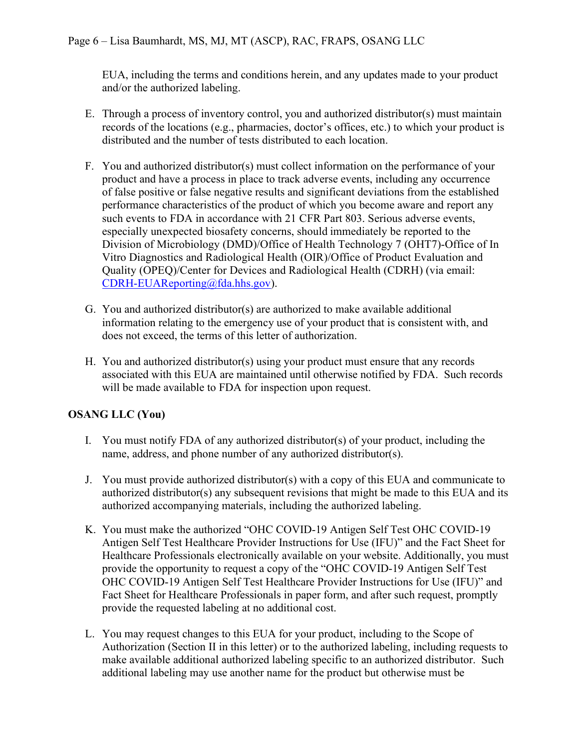EUA, including the terms and conditions herein, and any updates made to your product and/or the authorized labeling.

E. Through a process of inventory control, you and authorized distributor(s) must maintain records of the locations (e.g., pharmacies, doctor's offices, etc.) to which your product is distributed and the number of tests distributed to each location.

F. You and authorized distributor(s) must collect information on the performance of your product and have a process in place to track adverse events, including any occurrence of false positive or false negative results and significant deviations from the established performance characteristics of the product of which you become aware and report any such events to FDA in accordance with 21 CFR Part 803. Serious adverse events, especially unexpected biosafety concerns, should immediately be reported to the Division of Microbiology (DMD)/Office of Health Technology 7 (OHT7)-Office of In Vitro Diagnostics and Radiological Health (OIR)/Office of Product Evaluation and Quality (OPEQ)/Center for Devices and Radiological Health (CDRH) (via email: CDRH-EUAReporting@fda.hhs.gov).

G. You and authorized distributor(s) are authorized to make available additional information relating to the emergency use of your product that is consistent with, and does not exceed, the terms of this letter of authorization.

H. You and authorized distributor(s) using your product must ensure that any records associated with this EUA are maintained until otherwise notified by FDA. Such records will be made available to FDA for inspection upon request.

**OSANG LLC (You)**

I. You must notify FDA of any authorized distributor(s) of your product, including the name, address, and phone number of any authorized distributor(s).

J. You must provide authorized distributor(s) with a copy of this EUA and communicate to authorized distributor(s) any subsequent revisions that might be made to this EUA and its authorized accompanying materials, including the authorized labeling.

K. You must make the authorized "OHC COVID-19 Antigen Self Test OHC COVID-19 Antigen Self Test Healthcare Provider Instructions for Use (IFU)" and the Fact Sheet for Healthcare Professionals electronically available on your website. Additionally, you must provide the opportunity to request a copy of the "OHC COVID-19 Antigen Self Test OHC COVID-19 Antigen Self Test Healthcare Provider Instructions for Use (IFU)" and Fact Sheet for Healthcare Professionals in paper form, and after such request, promptly provide the requested labeling at no additional cost.

L. You may request changes to this EUA for your product, including to the Scope of Authorization (Section II in this letter) or to the authorized labeling, including requests to make available additional authorized labeling specific to an authorized distributor. Such additional labeling may use another name for the product but otherwise must be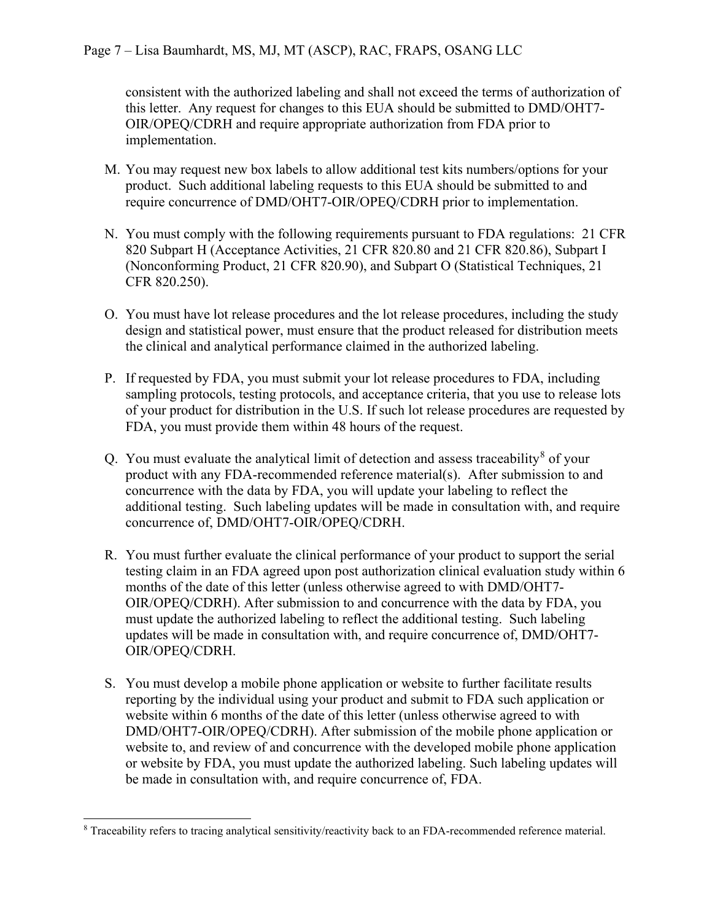consistent with the authorized labeling and shall not exceed the terms of authorization of this letter. Any request for changes to this EUA should be submitted to DMD/OHT7-OIR/OPEQ/CDRH and require appropriate authorization from FDA prior to implementation.

M. You may request new box labels to allow additional test kits numbers/options for your product. Such additional labeling requests to this EUA should be submitted to and require concurrence of DMD/OHT7-OIR/OPEQ/CDRH prior to implementation.

N. You must comply with the following requirements pursuant to FDA regulations: 21 CFR 820 Subpart H (Acceptance Activities, 21 CFR 820.80 and 21 CFR 820.86), Subpart I (Nonconforming Product, 21 CFR 820.90), and Subpart O (Statistical Techniques, 21 CFR 820.250).

O. You must have lot release procedures and the lot release procedures, including the study design and statistical power, must ensure that the product released for distribution meets the clinical and analytical performance claimed in the authorized labeling.

P. If requested by FDA, you must submit your lot release procedures to FDA, including sampling protocols, testing protocols, and acceptance criteria, that you use to release lots of your product for distribution in the U.S. If such lot release procedures are requested by FDA, you must provide them within 48 hours of the request.

Q. You must evaluate the analytical limit of detection and assess traceability[8] of your product with any FDA-recommended reference material(s). After submission to and concurrence with the data by FDA, you will update your labeling to reflect the additional testing. Such labeling updates will be made in consultation with, and require concurrence of, DMD/OHT7-OIR/OPEQ/CDRH.

R. You must further evaluate the clinical performance of your product to support the serial testing claim in an FDA agreed upon post authorization clinical evaluation study within 6 months of the date of this letter (unless otherwise agreed to with DMD/OHT7-OIR/OPEQ/CDRH). After submission to and concurrence with the data by FDA, you must update the authorized labeling to reflect the additional testing. Such labeling updates will be made in consultation with, and require concurrence of, DMD/OHT7-OIR/OPEQ/CDRH.

S. You must develop a mobile phone application or website to further facilitate results reporting by the individual using your product and submit to FDA such application or website within 6 months of the date of this letter (unless otherwise agreed to with DMD/OHT7-OIR/OPEQ/CDRH). After submission of the mobile phone application or website to, and review of and concurrence with the developed mobile phone application or website by FDA, you must update the authorized labeling. Such labeling updates will be made in consultation with, and require concurrence of, FDA.

[8] Traceability refers to tracing analytical sensitivity/reactivity back to an FDA-recommended reference material.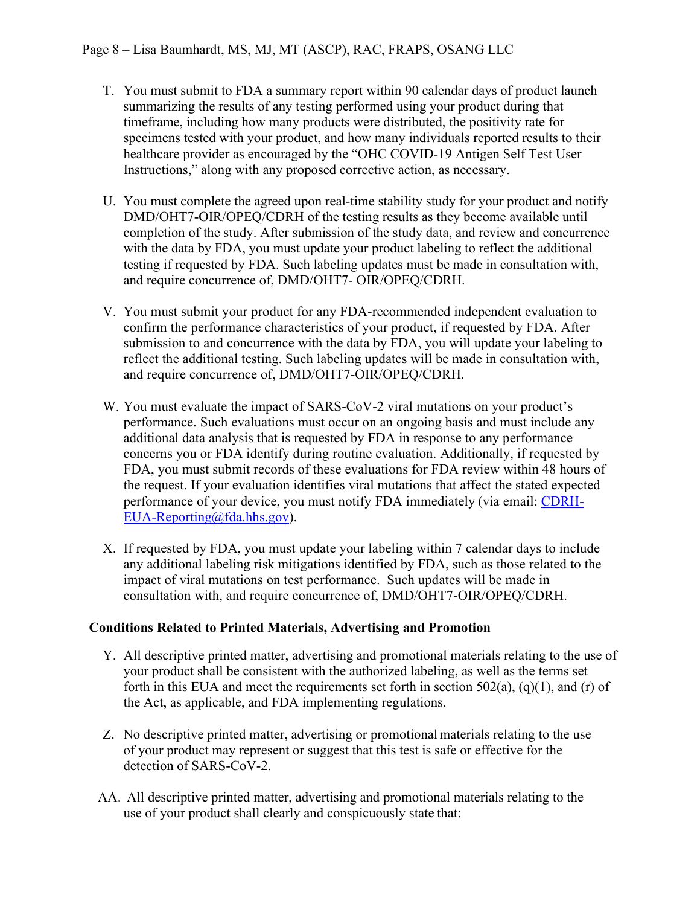T. You must submit to FDA a summary report within 90 calendar days of product launch summarizing the results of any testing performed using your product during that timeframe, including how many products were distributed, the positivity rate for specimens tested with your product, and how many individuals reported results to their healthcare provider as encouraged by the "OHC COVID-19 Antigen Self Test User Instructions," along with any proposed corrective action, as necessary.

U. You must complete the agreed upon real-time stability study for your product and notify DMD/OHT7-OIR/OPEQ/CDRH of the testing results as they become available until completion of the study. After submission of the study data, and review and concurrence with the data by FDA, you must update your product labeling to reflect the additional testing if requested by FDA. Such labeling updates must be made in consultation with, and require concurrence of, DMD/OHT7- OIR/OPEQ/CDRH.

V. You must submit your product for any FDA-recommended independent evaluation to confirm the performance characteristics of your product, if requested by FDA. After submission to and concurrence with the data by FDA, you will update your labeling to reflect the additional testing. Such labeling updates will be made in consultation with, and require concurrence of, DMD/OHT7-OIR/OPEQ/CDRH.

W. You must evaluate the impact of SARS-CoV-2 viral mutations on your product's performance. Such evaluations must occur on an ongoing basis and must include any additional data analysis that is requested by FDA in response to any performance concerns you or FDA identify during routine evaluation. Additionally, if requested by FDA, you must submit records of these evaluations for FDA review within 48 hours of the request. If your evaluation identifies viral mutations that affect the stated expected performance of your device, you must notify FDA immediately (via email: CDRH-EUA-Reporting@fda.hhs.gov).

X. If requested by FDA, you must update your labeling within 7 calendar days to include any additional labeling risk mitigations identified by FDA, such as those related to the impact of viral mutations on test performance. Such updates will be made in consultation with, and require concurrence of, DMD/OHT7-OIR/OPEQ/CDRH.

**Conditions Related to Printed Materials, Advertising and Promotion**

Y. All descriptive printed matter, advertising and promotional materials relating to the use of your product shall be consistent with the authorized labeling, as well as the terms set forth in this EUA and meet the requirements set forth in section 502(a), (q)(1), and (r) of the Act, as applicable, and FDA implementing regulations.

Z. No descriptive printed matter, advertising or promotional materials relating to the use of your product may represent or suggest that this test is safe or effective for the detection of SARS-CoV-2.

AA. All descriptive printed matter, advertising and promotional materials relating to the use of your product shall clearly and conspicuously state that: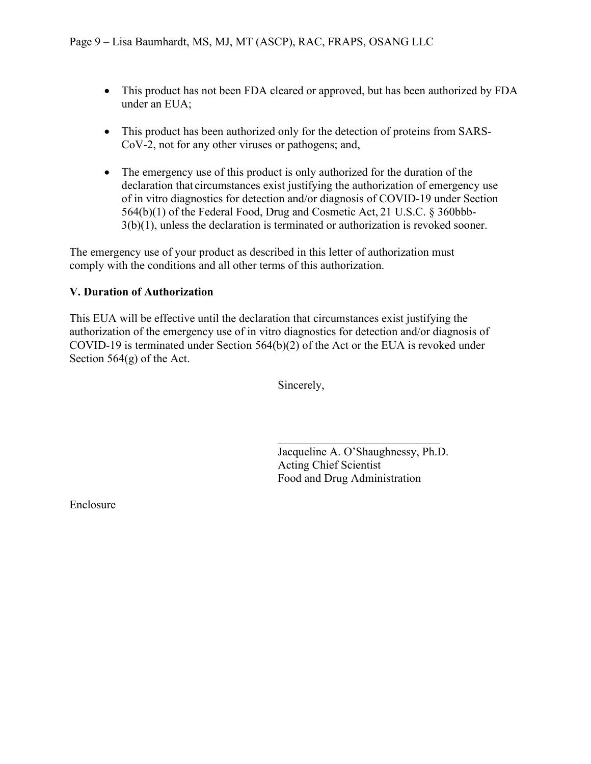- This product has not been FDA cleared or approved, but has been authorized by FDA under an EUA;
- This product has been authorized only for the detection of proteins from SARS-CoV-2, not for any other viruses or pathogens; and,
- The emergency use of this product is only authorized for the duration of the declaration that circumstances exist justifying the authorization of emergency use of in vitro diagnostics for detection and/or diagnosis of COVID-19 under Section 564(b)(1) of the Federal Food, Drug and Cosmetic Act, 21 U.S.C. § 360bbb-3(b)(1), unless the declaration is terminated or authorization is revoked sooner.

The emergency use of your product as described in this letter of authorization must comply with the conditions and all other terms of this authorization.

**V. Duration of Authorization**

This EUA will be effective until the declaration that circumstances exist justifying the authorization of the emergency use of in vitro diagnostics for detection and/or diagnosis of COVID-19 is terminated under Section 564(b)(2) of the Act or the EUA is revoked under Section 564(g) of the Act.

Sincerely,

\_\_\_\_\_\_\_\_\_\_\_\_\_\_\_\_\_\_\_\_\_\_\_\_\_\_\_\_

Jacqueline A. O'Shaughnessy, Ph.D.
Acting Chief Scientist
Food and Drug Administration

Enclosure